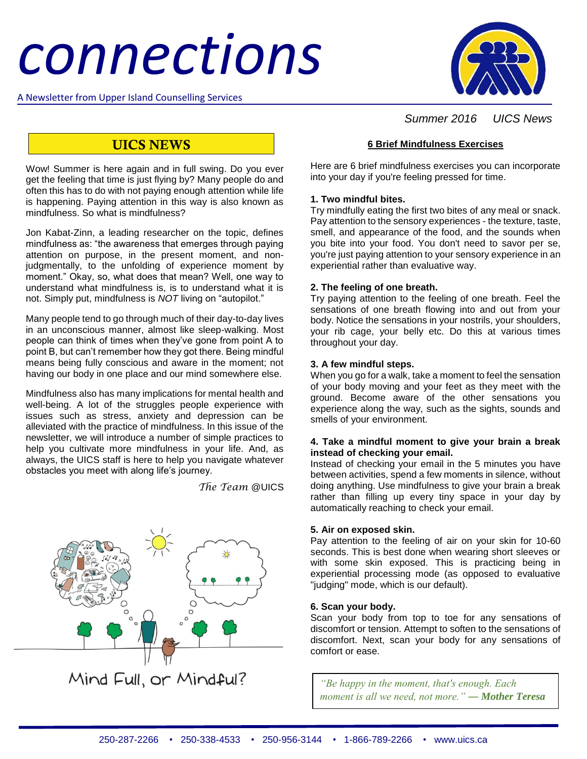# connections

A Newsletter from Upper Island Counselling Services

Summer 2016 UICS News

## UICS NEWS

Wow! Summer is here again and in full swing. Do you ever get the feeling that time is just flying by? Many people do and often this has to do with not paying enough attention while life is happening. Paying attention in this way is also known as mindfulness. So what is mindfulness?

Jon Kabat-Zinn, a leading researcher on the topic, defines mindfulness as: “the awareness that emerges through paying attention on purpose, in the present moment, and non-judgmentally, to the unfolding of experience moment by moment.” Okay, so, what does that mean? Well, one way to understand what mindfulness is, is to understand what it is not. Simply put, mindfulness is *NOT* living on “autopilot.”

Many people tend to go through much of their day-to-day lives in an unconscious manner, almost like sleep-walking. Most people can think of times when they’ve gone from point A to point B, but can’t remember how they got there. Being mindful means being fully conscious and aware in the moment; not having our body in one place and our mind somewhere else.

Mindfulness also has many implications for mental health and well-being. A lot of the struggles people experience with issues such as stress, anxiety and depression can be alleviated with the practice of mindfulness. In this issue of the newsletter, we will introduce a number of simple practices to help you cultivate more mindfulness in your life. And, as always, the UICS staff is here to help you navigate whatever obstacles you meet with along life’s journey.

*The Team* @UICS

Mind Full, or Mindful?

## 6 Brief Mindfulness Exercises

Here are 6 brief mindfulness exercises you can incorporate into your day if you're feeling pressed for time.

**1. Two mindful bites.**
Try mindfully eating the first two bites of any meal or snack. Pay attention to the sensory experiences - the texture, taste, smell, and appearance of the food, and the sounds when you bite into your food. You don't need to savor per se, you're just paying attention to your sensory experience in an experiential rather than evaluative way.

**2. The feeling of one breath.**
Try paying attention to the feeling of one breath. Feel the sensations of one breath flowing into and out from your body. Notice the sensations in your nostrils, your shoulders, your rib cage, your belly etc. Do this at various times throughout your day.

**3. A few mindful steps.**
When you go for a walk, take a moment to feel the sensation of your body moving and your feet as they meet with the ground. Become aware of the other sensations you experience along the way, such as the sights, sounds and smells of your environment.

**4. Take a mindful moment to give your brain a break instead of checking your email.**
Instead of checking your email in the 5 minutes you have between activities, spend a few moments in silence, without doing anything. Use mindfulness to give your brain a break rather than filling up every tiny space in your day by automatically reaching to check your email.

**5. Air on exposed skin.**
Pay attention to the feeling of air on your skin for 10-60 seconds. This is best done when wearing short sleeves or with some skin exposed. This is practicing being in experiential processing mode (as opposed to evaluative "judging" mode, which is our default).

**6. Scan your body.**
Scan your body from top to toe for any sensations of discomfort or tension. Attempt to soften to the sensations of discomfort. Next, scan your body for any sensations of comfort or ease.

> *“Be happy in the moment, that's enough. Each moment is all we need, not more.”* ***— Mother Teresa***

250-287-2266 • 250-338-4533 • 250-956-3144 • 1-866-789-2266 • www.uics.ca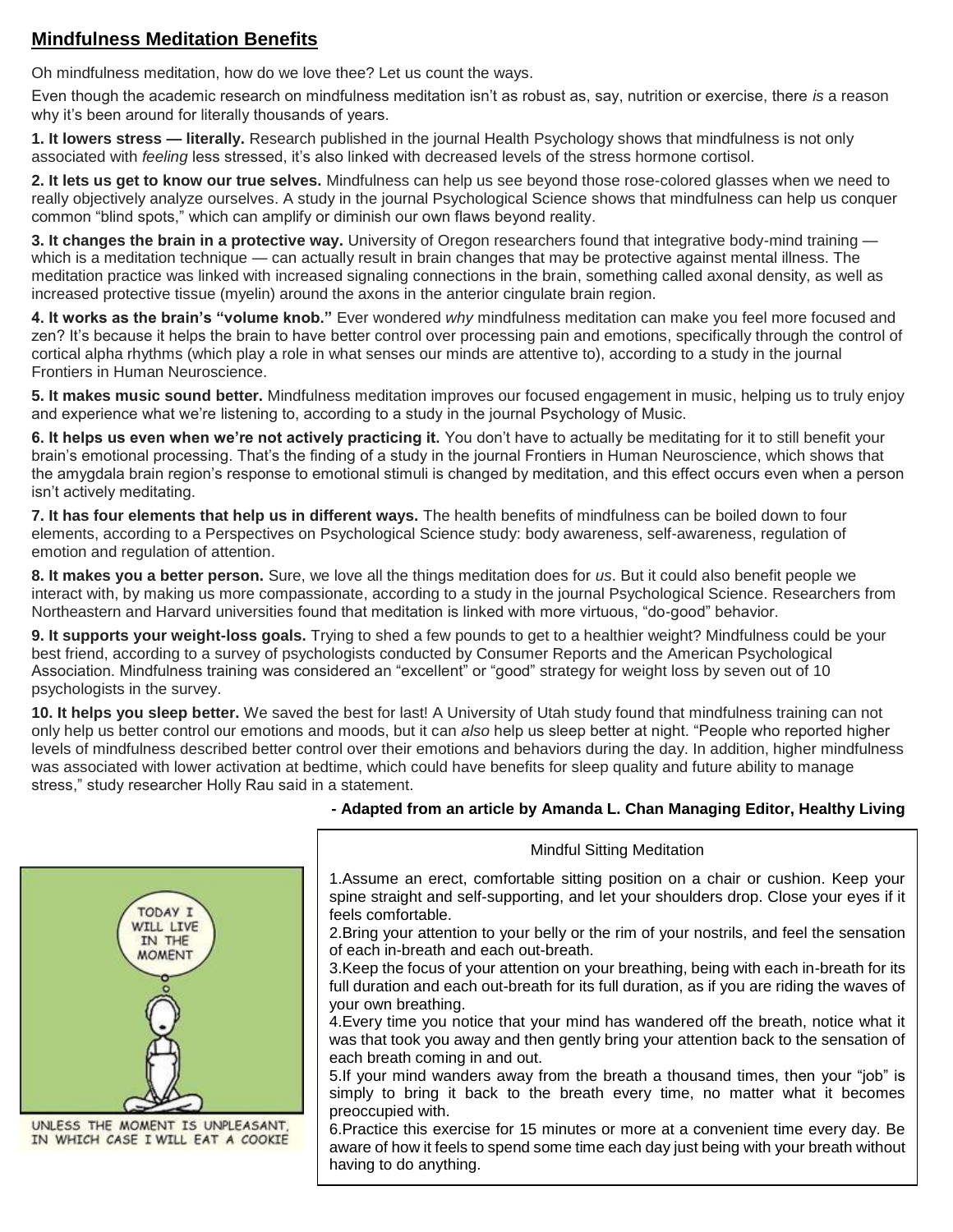## Mindfulness Meditation Benefits

Oh mindfulness meditation, how do we love thee? Let us count the ways.

Even though the academic research on mindfulness meditation isn't as robust as, say, nutrition or exercise, there *is* a reason why it's been around for literally thousands of years.

**1. It lowers stress — literally.** Research published in the journal Health Psychology shows that mindfulness is not only associated with *feeling* less stressed, it's also linked with decreased levels of the stress hormone cortisol.

**2. It lets us get to know our true selves.** Mindfulness can help us see beyond those rose-colored glasses when we need to really objectively analyze ourselves. A study in the journal Psychological Science shows that mindfulness can help us conquer common "blind spots," which can amplify or diminish our own flaws beyond reality.

**3. It changes the brain in a protective way.** University of Oregon researchers found that integrative body-mind training — which is a meditation technique — can actually result in brain changes that may be protective against mental illness. The meditation practice was linked with increased signaling connections in the brain, something called axonal density, as well as increased protective tissue (myelin) around the axons in the anterior cingulate brain region.

**4. It works as the brain's "volume knob."** Ever wondered *why* mindfulness meditation can make you feel more focused and zen? It's because it helps the brain to have better control over processing pain and emotions, specifically through the control of cortical alpha rhythms (which play a role in what senses our minds are attentive to), according to a study in the journal Frontiers in Human Neuroscience.

**5. It makes music sound better.** Mindfulness meditation improves our focused engagement in music, helping us to truly enjoy and experience what we're listening to, according to a study in the journal Psychology of Music.

**6. It helps us even when we're not actively practicing it.** You don't have to actually be meditating for it to still benefit your brain's emotional processing. That's the finding of a study in the journal Frontiers in Human Neuroscience, which shows that the amygdala brain region's response to emotional stimuli is changed by meditation, and this effect occurs even when a person isn't actively meditating.

**7. It has four elements that help us in different ways.** The health benefits of mindfulness can be boiled down to four elements, according to a Perspectives on Psychological Science study: body awareness, self-awareness, regulation of emotion and regulation of attention.

**8. It makes you a better person.** Sure, we love all the things meditation does for *us*. But it could also benefit people we interact with, by making us more compassionate, according to a study in the journal Psychological Science. Researchers from Northeastern and Harvard universities found that meditation is linked with more virtuous, "do-good" behavior.

**9. It supports your weight-loss goals.** Trying to shed a few pounds to get to a healthier weight? Mindfulness could be your best friend, according to a survey of psychologists conducted by Consumer Reports and the American Psychological Association. Mindfulness training was considered an "excellent" or "good" strategy for weight loss by seven out of 10 psychologists in the survey.

**10. It helps you sleep better.** We saved the best for last! A University of Utah study found that mindfulness training can not only help us better control our emotions and moods, but it can *also* help us sleep better at night. "People who reported higher levels of mindfulness described better control over their emotions and behaviors during the day. In addition, higher mindfulness was associated with lower activation at bedtime, which could have benefits for sleep quality and future ability to manage stress," study researcher Holly Rau said in a statement.

**- Adapted from an article by Amanda L. Chan Managing Editor, Healthy Living**

TODAY I WILL LIVE IN THE MOMENT

UNLESS THE MOMENT IS UNPLEASANT, IN WHICH CASE I WILL EAT A COOKIE

### Mindful Sitting Meditation

1. Assume an erect, comfortable sitting position on a chair or cushion. Keep your spine straight and self-supporting, and let your shoulders drop. Close your eyes if it feels comfortable.
2. Bring your attention to your belly or the rim of your nostrils, and feel the sensation of each in-breath and each out-breath.
3. Keep the focus of your attention on your breathing, being with each in-breath for its full duration and each out-breath for its full duration, as if you are riding the waves of your own breathing.
4. Every time you notice that your mind has wandered off the breath, notice what it was that took you away and then gently bring your attention back to the sensation of each breath coming in and out.
5. If your mind wanders away from the breath a thousand times, then your "job" is simply to bring it back to the breath every time, no matter what it becomes preoccupied with.
6. Practice this exercise for 15 minutes or more at a convenient time every day. Be aware of how it feels to spend some time each day just being with your breath without having to do anything.